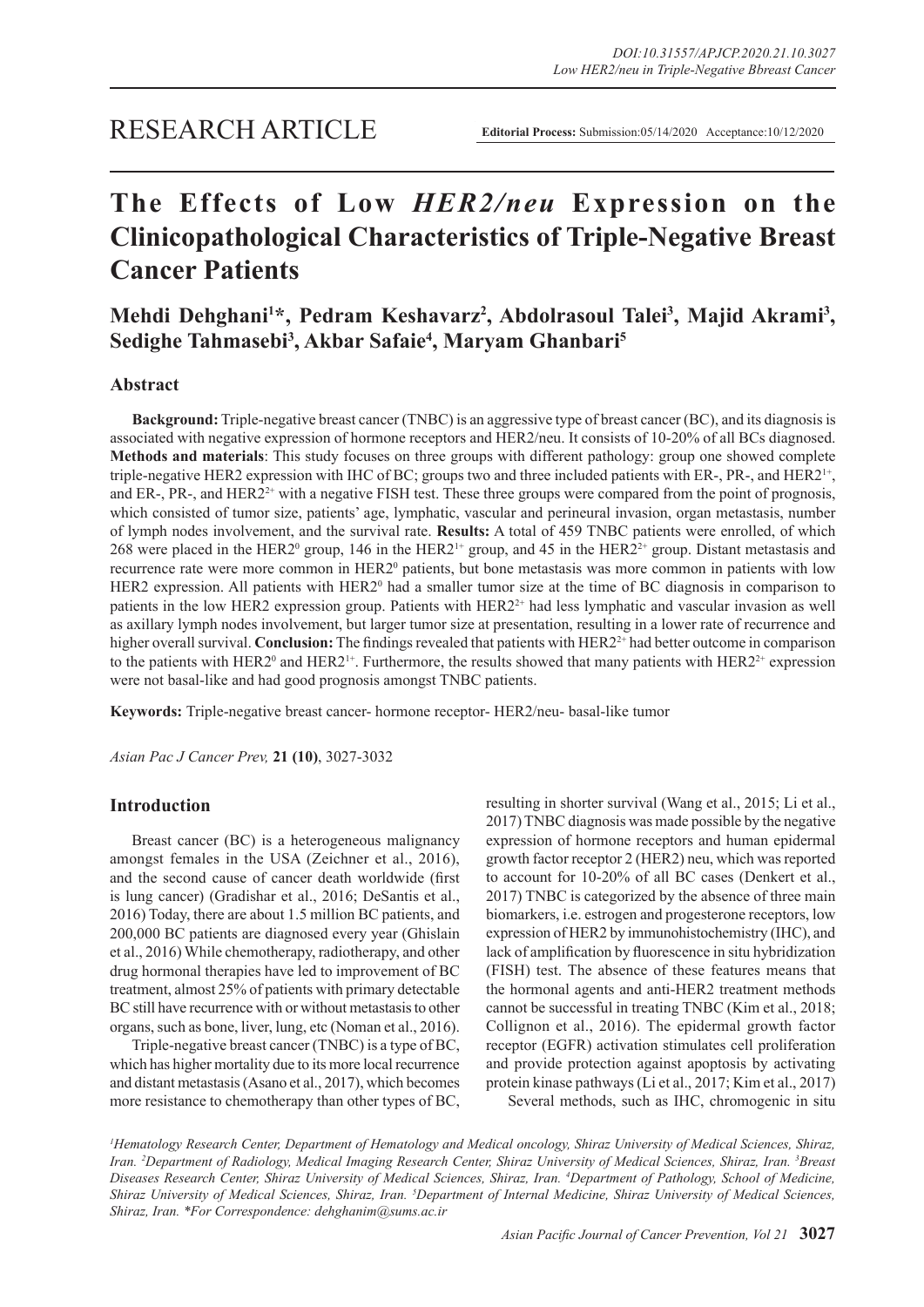RESEARCH ARTICLE

**Editorial Process:** Submission:05/14/2020 Acceptance:10/12/2020

# The Effects of Low *HER2/neu* Expression on the Clinicopathological Characteristics of Triple-Negative Breast Cancer Patients

**Mehdi Dehghani[1]*, Pedram Keshavarz[2], Abdolrasoul Talei[3], Majid Akrami[3], Sedighe Tahmasebi[3], Akbar Safaie[4], Maryam Ghanbari[5]**

## Abstract

**Background:** Triple-negative breast cancer (TNBC) is an aggressive type of breast cancer (BC), and its diagnosis is associated with negative expression of hormone receptors and HER2/neu. It consists of 10-20% of all BCs diagnosed. **Methods and materials**: This study focuses on three groups with different pathology: group one showed complete triple-negative HER2 expression with IHC of BC; groups two and three included patients with ER-, PR-, and $HER2^{1+}$, and ER-, PR-, and $HER2^{2+}$ with a negative FISH test. These three groups were compared from the point of prognosis, which consisted of tumor size, patients' age, lymphatic, vascular and perineural invasion, organ metastasis, number of lymph nodes involvement, and the survival rate. **Results:** A total of 459 TNBC patients were enrolled, of which 268 were placed in the $HER2^{0}$ group, 146 in the $HER2^{1+}$ group, and 45 in the $HER2^{2+}$ group. Distant metastasis and recurrence rate were more common in $HER2^{0}$ patients, but bone metastasis was more common in patients with low HER2 expression. All patients with $HER2^{0}$ had a smaller tumor size at the time of BC diagnosis in comparison to patients in the low HER2 expression group. Patients with $HER2^{2+}$ had less lymphatic and vascular invasion as well as axillary lymph nodes involvement, but larger tumor size at presentation, resulting in a lower rate of recurrence and higher overall survival. **Conclusion:** The findings revealed that patients with $HER2^{2+}$ had better outcome in comparison to the patients with $HER2^{0}$ and $HER2^{1+}$. Furthermore, the results showed that many patients with $HER2^{2+}$ expression were not basal-like and had good prognosis amongst TNBC patients.

**Keywords:** Triple-negative breast cancer- hormone receptor- HER2/neu- basal-like tumor

*Asian Pac J Cancer Prev,* **21 (10)**, 3027-3032

## Introduction

Breast cancer (BC) is a heterogeneous malignancy amongst females in the USA (Zeichner et al., 2016), and the second cause of cancer death worldwide (first is lung cancer) (Gradishar et al., 2016; DeSantis et al., 2016) Today, there are about 1.5 million BC patients, and 200,000 BC patients are diagnosed every year (Ghislain et al., 2016) While chemotherapy, radiotherapy, and other drug hormonal therapies have led to improvement of BC treatment, almost 25% of patients with primary detectable BC still have recurrence with or without metastasis to other organs, such as bone, liver, lung, etc (Noman et al., 2016).

Triple-negative breast cancer (TNBC) is a type of BC, which has higher mortality due to its more local recurrence and distant metastasis (Asano et al., 2017), which becomes more resistance to chemotherapy than other types of BC, resulting in shorter survival (Wang et al., 2015; Li et al., 2017) TNBC diagnosis was made possible by the negative expression of hormone receptors and human epidermal growth factor receptor 2 (HER2) neu, which was reported to account for 10-20% of all BC cases (Denkert et al., 2017) TNBC is categorized by the absence of three main biomarkers, i.e. estrogen and progesterone receptors, low expression of HER2 by immunohistochemistry (IHC), and lack of amplification by fluorescence in situ hybridization (FISH) test. The absence of these features means that the hormonal agents and anti-HER2 treatment methods cannot be successful in treating TNBC (Kim et al., 2018; Collignon et al., 2016). The epidermal growth factor receptor (EGFR) activation stimulates cell proliferation and provide protection against apoptosis by activating protein kinase pathways (Li et al., 2017; Kim et al., 2017)

Several methods, such as IHC, chromogenic in situ

[1]Hematology Research Center, Department of Hematology and Medical oncology, Shiraz University of Medical Sciences, Shiraz, Iran. [2]Department of Radiology, Medical Imaging Research Center, Shiraz University of Medical Sciences, Shiraz, Iran. [3]Breast Diseases Research Center, Shiraz University of Medical Sciences, Shiraz, Iran. [4]Department of Pathology, School of Medicine, Shiraz University of Medical Sciences, Shiraz, Iran. [5]Department of Internal Medicine, Shiraz University of Medical Sciences, Shiraz, Iran. *For Correspondence: dehghanim@sums.ac.ir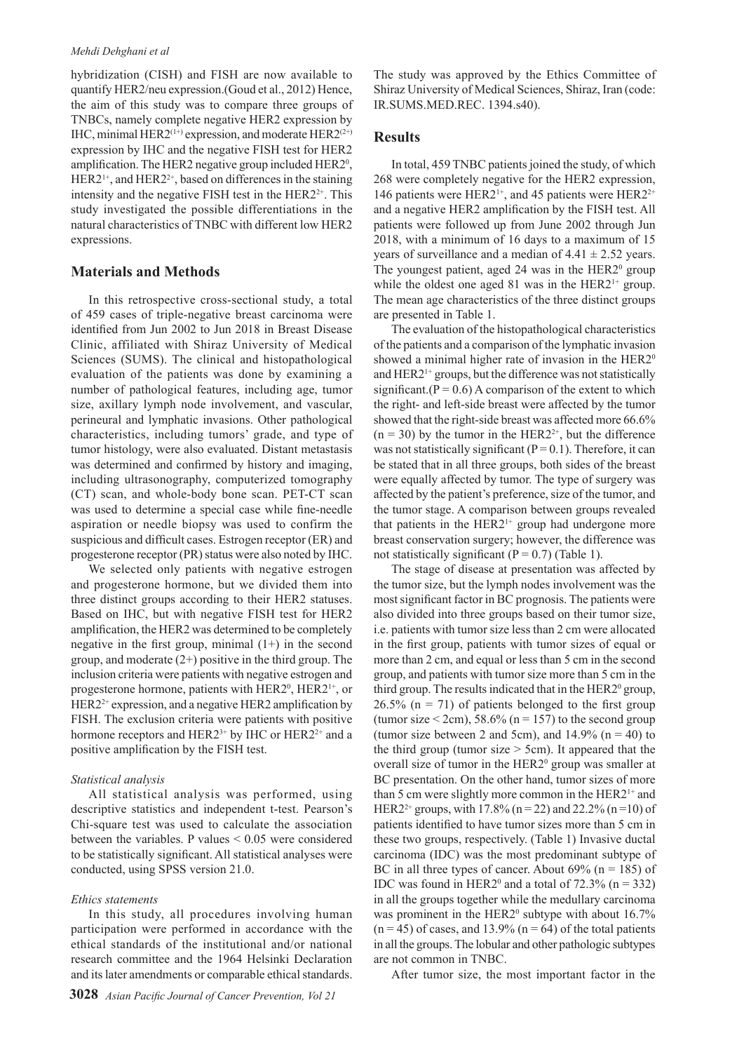hybridization (CISH) and FISH are now available to quantify HER2/neu expression.(Goud et al., 2012) Hence, the aim of this study was to compare three groups of TNBCs, namely complete negative HER2 expression by IHC, minimal HER2$^{(1+)}$ expression, and moderate HER2$^{(2+)}$ expression by IHC and the negative FISH test for HER2 amplification. The HER2 negative group included HER2$^{0}$, HER2$^{1+}$, and HER2$^{2+}$, based on differences in the staining intensity and the negative FISH test in the HER2$^{2+}$. This study investigated the possible differentiations in the natural characteristics of TNBC with different low HER2 expressions.

## Materials and Methods

In this retrospective cross-sectional study, a total of 459 cases of triple-negative breast carcinoma were identified from Jun 2002 to Jun 2018 in Breast Disease Clinic, affiliated with Shiraz University of Medical Sciences (SUMS). The clinical and histopathological evaluation of the patients was done by examining a number of pathological features, including age, tumor size, axillary lymph node involvement, and vascular, perineural and lymphatic invasions. Other pathological characteristics, including tumors' grade, and type of tumor histology, were also evaluated. Distant metastasis was determined and confirmed by history and imaging, including ultrasonography, computerized tomography (CT) scan, and whole-body bone scan. PET-CT scan was used to determine a special case while fine-needle aspiration or needle biopsy was used to confirm the suspicious and difficult cases. Estrogen receptor (ER) and progesterone receptor (PR) status were also noted by IHC.

We selected only patients with negative estrogen and progesterone hormone, but we divided them into three distinct groups according to their HER2 statuses. Based on IHC, but with negative FISH test for HER2 amplification, the HER2 was determined to be completely negative in the first group, minimal (1+) in the second group, and moderate (2+) positive in the third group. The inclusion criteria were patients with negative estrogen and progesterone hormone, patients with HER2$^{0}$, HER2$^{1+}$, or HER2$^{2+}$ expression, and a negative HER2 amplification by FISH. The exclusion criteria were patients with positive hormone receptors and HER2$^{3+}$ by IHC or HER2$^{2+}$ and a positive amplification by the FISH test.

### *Statistical analysis*

All statistical analysis was performed, using descriptive statistics and independent t-test. Pearson's Chi-square test was used to calculate the association between the variables. P values < 0.05 were considered to be statistically significant. All statistical analyses were conducted, using SPSS version 21.0.

### *Ethics statements*

In this study, all procedures involving human participation were performed in accordance with the ethical standards of the institutional and/or national research committee and the 1964 Helsinki Declaration and its later amendments or comparable ethical standards. The study was approved by the Ethics Committee of Shiraz University of Medical Sciences, Shiraz, Iran (code: IR.SUMS.MED.REC. 1394.s40).

## Results

In total, 459 TNBC patients joined the study, of which 268 were completely negative for the HER2 expression, 146 patients were HER2$^{1+}$, and 45 patients were HER2$^{2+}$ and a negative HER2 amplification by the FISH test. All patients were followed up from June 2002 through Jun 2018, with a minimum of 16 days to a maximum of 15 years of surveillance and a median of 4.41 ± 2.52 years. The youngest patient, aged 24 was in the HER2$^{0}$ group while the oldest one aged 81 was in the HER2$^{1+}$ group. The mean age characteristics of the three distinct groups are presented in Table 1.

The evaluation of the histopathological characteristics of the patients and a comparison of the lymphatic invasion showed a minimal higher rate of invasion in the HER2$^{0}$ and HER2$^{1+}$ groups, but the difference was not statistically significant.(P = 0.6) A comparison of the extent to which the right- and left-side breast were affected by the tumor showed that the right-side breast was affected more 66.6% (n = 30) by the tumor in the HER2$^{2+}$, but the difference was not statistically significant (P = 0.1). Therefore, it can be stated that in all three groups, both sides of the breast were equally affected by tumor. The type of surgery was affected by the patient's preference, size of the tumor, and the tumor stage. A comparison between groups revealed that patients in the HER2$^{1+}$ group had undergone more breast conservation surgery; however, the difference was not statistically significant (P = 0.7) (Table 1).

The stage of disease at presentation was affected by the tumor size, but the lymph nodes involvement was the most significant factor in BC prognosis. The patients were also divided into three groups based on their tumor size, i.e. patients with tumor size less than 2 cm were allocated in the first group, patients with tumor sizes of equal or more than 2 cm, and equal or less than 5 cm in the second group, and patients with tumor size more than 5 cm in the third group. The results indicated that in the HER2$^{0}$ group, 26.5% (n = 71) of patients belonged to the first group (tumor size < 2cm), 58.6% (n = 157) to the second group (tumor size between 2 and 5cm), and 14.9% (n = 40) to the third group (tumor size > 5cm). It appeared that the overall size of tumor in the HER2$^{0}$ group was smaller at BC presentation. On the other hand, tumor sizes of more than 5 cm were slightly more common in the HER2$^{1+}$ and HER2$^{2+}$ groups, with 17.8% (n = 22) and 22.2% (n = 10) of patients identified to have tumor sizes more than 5 cm in these two groups, respectively. (Table 1) Invasive ductal carcinoma (IDC) was the most predominant subtype of BC in all three types of cancer. About 69% (n = 185) of IDC was found in HER2$^{0}$ and a total of 72.3% (n = 332) in all the groups together while the medullary carcinoma was prominent in the HER2$^{0}$ subtype with about 16.7% (n = 45) of cases, and 13.9% (n = 64) of the total patients in all the groups. The lobular and other pathologic subtypes are not common in TNBC.

After tumor size, the most important factor in the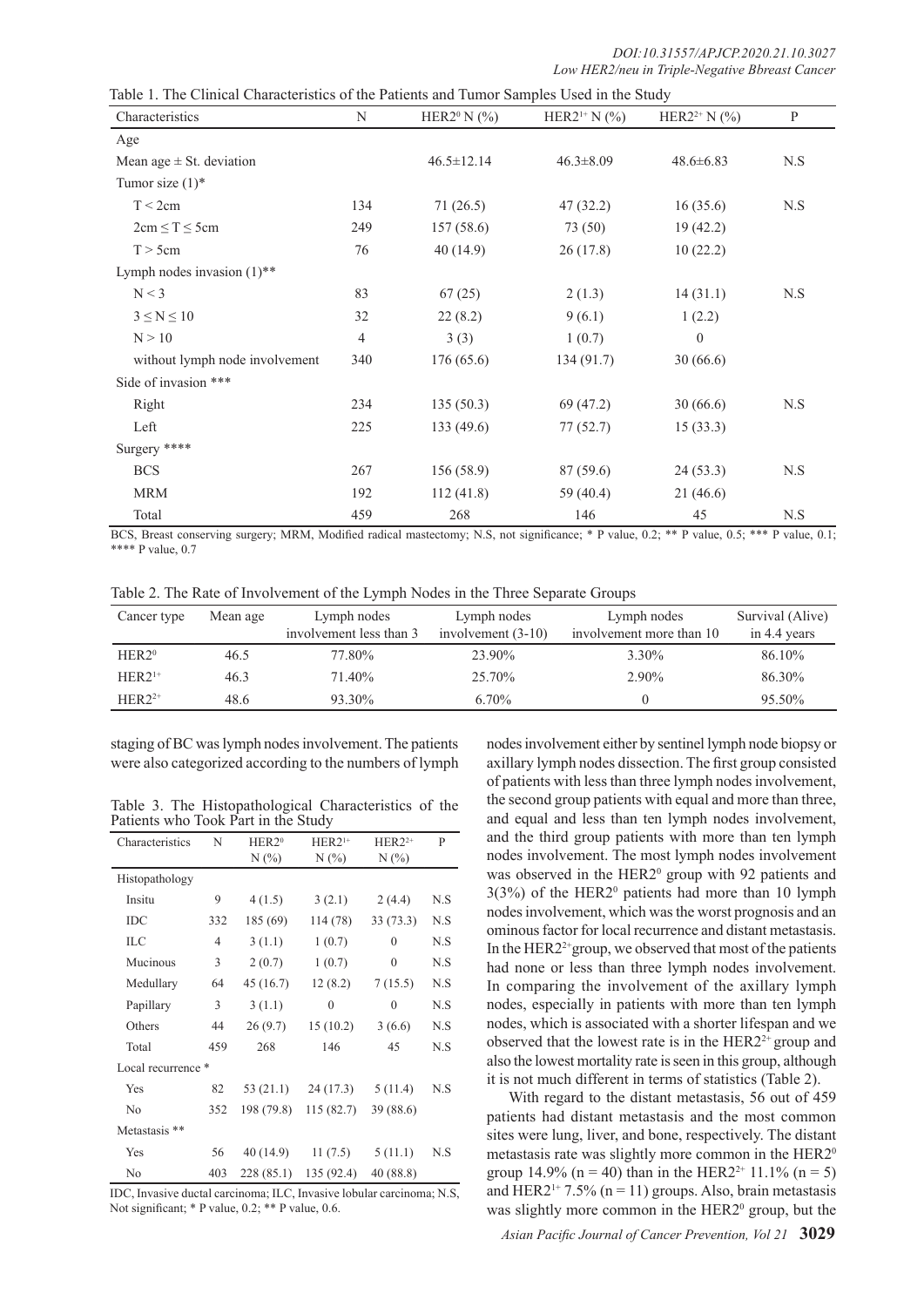Table 1. The Clinical Characteristics of the Patients and Tumor Samples Used in the Study

| Characteristics | N | $HER2^0$ N (%) | $HER2^{1+}$ N (%) | $HER2^{2+}$ N (%) | P |
|---|---|---|---|---|---|
| Age | | | | | |
| Mean age ± St. deviation | | 46.5±12.14 | 46.3±8.09 | 48.6±6.83 | N.S |
| Tumor size (1)* | | | | | |
| T < 2cm | 134 | 71 (26.5) | 47 (32.2) | 16 (35.6) | N.S |
| 2cm ≤ T ≤ 5cm | 249 | 157 (58.6) | 73 (50) | 19 (42.2) | |
| T > 5cm | 76 | 40 (14.9) | 26 (17.8) | 10 (22.2) | |
| Lymph nodes invasion (1)** | | | | | |
| N < 3 | 83 | 67 (25) | 2 (1.3) | 14 (31.1) | N.S |
| 3 ≤ N ≤ 10 | 32 | 22 (8.2) | 9 (6.1) | 1 (2.2) | |
| N > 10 | 4 | 3 (3) | 1 (0.7) | 0 | |
| without lymph node involvement | 340 | 176 (65.6) | 134 (91.7) | 30 (66.6) | |
| Side of invasion *** | | | | | |
| Right | 234 | 135 (50.3) | 69 (47.2) | 30 (66.6) | N.S |
| Left | 225 | 133 (49.6) | 77 (52.7) | 15 (33.3) | |
| Surgery **** | | | | | |
| BCS | 267 | 156 (58.9) | 87 (59.6) | 24 (53.3) | N.S |
| MRM | 192 | 112 (41.8) | 59 (40.4) | 21 (46.6) | |
| Total | 459 | 268 | 146 | 45 | N.S |

BCS, Breast conserving surgery; MRM, Modified radical mastectomy; N.S, not significance; * P value, 0.2; ** P value, 0.5; *** P value, 0.1; **** P value, 0.7

Table 2. The Rate of Involvement of the Lymph Nodes in the Three Separate Groups

| Cancer type | Mean age | Lymph nodes involvement less than 3 | Lymph nodes involvement (3-10) | Lymph nodes involvement more than 10 | Survival (Alive) in 4.4 years |
|---|---|---|---|---|---|
| $HER2^0$ | 46.5 | 77.80% | 23.90% | 3.30% | 86.10% |
| $HER2^{1+}$ | 46.3 | 71.40% | 25.70% | 2.90% | 86.30% |
| $HER2^{2+}$ | 48.6 | 93.30% | 6.70% | 0 | 95.50% |

staging of BC was lymph nodes involvement. The patients were also categorized according to the numbers of lymph nodes involvement either by sentinel lymph node biopsy or axillary lymph nodes dissection. The first group consisted of patients with less than three lymph nodes involvement, the second group patients with equal and more than three, and equal and less than ten lymph nodes involvement, and the third group patients with more than ten lymph nodes involvement. The most lymph nodes involvement was observed in the $HER2^0$ group with 92 patients and 3(3%) of the $HER2^0$ patients had more than 10 lymph nodes involvement, which was the worst prognosis and an ominous factor for local recurrence and distant metastasis. In the $HER2^{2+}$ group, we observed that most of the patients had none or less than three lymph nodes involvement. In comparing the involvement of the axillary lymph nodes, especially in patients with more than ten lymph nodes, which is associated with a shorter lifespan and we observed that the lowest rate is in the $HER2^{2+}$ group and also the lowest mortality rate is seen in this group, although it is not much different in terms of statistics (Table 2).

Table 3. The Histopathological Characteristics of the Patients who Took Part in the Study

| Characteristics | N | $HER2^0$ N (%) | $HER2^{1+}$ N (%) | $HER2^{2+}$ N (%) | P |
|---|---|---|---|---|---|
| Histopathology | | | | | |
| Insitu | 9 | 4 (1.5) | 3 (2.1) | 2 (4.4) | N.S |
| IDC | 332 | 185 (69) | 114 (78) | 33 (73.3) | N.S |
| ILC | 4 | 3 (1.1) | 1 (0.7) | 0 | N.S |
| Mucinous | 3 | 2 (0.7) | 1 (0.7) | 0 | N.S |
| Medullary | 64 | 45 (16.7) | 12 (8.2) | 7 (15.5) | N.S |
| Papillary | 3 | 3 (1.1) | 0 | 0 | N.S |
| Others | 44 | 26 (9.7) | 15 (10.2) | 3 (6.6) | N.S |
| Total | 459 | 268 | 146 | 45 | N.S |
| Local recurrence * | | | | | |
| Yes | 82 | 53 (21.1) | 24 (17.3) | 5 (11.4) | N.S |
| No | 352 | 198 (79.8) | 115 (82.7) | 39 (88.6) | |
| Metastasis ** | | | | | |
| Yes | 56 | 40 (14.9) | 11 (7.5) | 5 (11.1) | N.S |
| No | 403 | 228 (85.1) | 135 (92.4) | 40 (88.8) | |

IDC, Invasive ductal carcinoma; ILC, Invasive lobular carcinoma; N.S, Not significant; * P value, 0.2; ** P value, 0.6.

With regard to the distant metastasis, 56 out of 459 patients had distant metastasis and the most common sites were lung, liver, and bone, respectively. The distant metastasis rate was slightly more common in the $HER2^0$ group 14.9% (n = 40) than in the $HER2^{2+}$ 11.1% (n = 5) and $HER2^{1+}$ 7.5% (n = 11) groups. Also, brain metastasis was slightly more common in the $HER2^0$ group, but the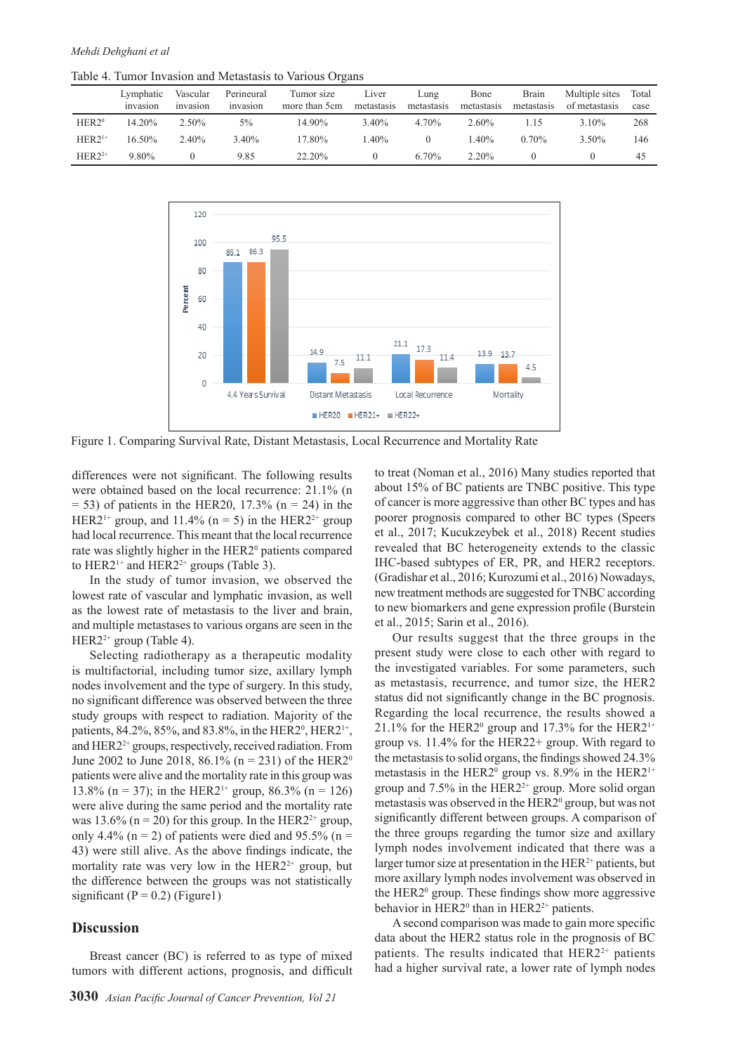Table 4. Tumor Invasion and Metastasis to Various Organs

| | Lymphatic invasion | Vascular invasion | Perineural invasion | Tumor size more than 5cm | Liver metastasis | Lung metastasis | Bone metastasis | Brain metastasis | Multiple sites of metastasis | Total case |
|---|---|---|---|---|---|---|---|---|---|---|
| HER2$^0$ | 14.20% | 2.50% | 5% | 14.90% | 3.40% | 4.70% | 2.60% | 1.15 | 3.10% | 268 |
| HER2$^{1+}$ | 16.50% | 2.40% | 3.40% | 17.80% | 1.40% | 0 | 1.40% | 0.70% | 3.50% | 146 |
| HER2$^{2+}$ | 9.80% | 0 | 9.85 | 22.20% | 0 | 6.70% | 2.20% | 0 | 0 | 45 |

Figure 1. Comparing Survival Rate, Distant Metastasis, Local Recurrence and Mortality Rate

differences were not significant. The following results were obtained based on the local recurrence: 21.1% (n = 53) of patients in the HER20, 17.3% (n = 24) in the HER2$^{1+}$ group, and 11.4% (n = 5) in the HER2$^{2+}$ group had local recurrence. This meant that the local recurrence rate was slightly higher in the HER2$^0$ patients compared to HER2$^{1+}$ and HER2$^{2+}$ groups (Table 3).

In the study of tumor invasion, we observed the lowest rate of vascular and lymphatic invasion, as well as the lowest rate of metastasis to the liver and brain, and multiple metastases to various organs are seen in the HER2$^{2+}$ group (Table 4).

Selecting radiotherapy as a therapeutic modality is multifactorial, including tumor size, axillary lymph nodes involvement and the type of surgery. In this study, no significant difference was observed between the three study groups with respect to radiation. Majority of the patients, 84.2%, 85%, and 83.8%, in the HER2$^0$, HER2$^{1+}$, and HER2$^{2+}$ groups, respectively, received radiation. From June 2002 to June 2018, 86.1% (n = 231) of the HER2$^0$ patients were alive and the mortality rate in this group was 13.8% (n = 37); in the HER2$^{1+}$ group, 86.3% (n = 126) were alive during the same period and the mortality rate was 13.6% (n = 20) for this group. In the HER2$^{2+}$ group, only 4.4% (n = 2) of patients were died and 95.5% (n = 43) were still alive. As the above findings indicate, the mortality rate was very low in the HER2$^{2+}$ group, but the difference between the groups was not statistically significant (P = 0.2) (Figure1)

## Discussion

Breast cancer (BC) is referred to as type of mixed tumors with different actions, prognosis, and difficult to treat (Noman et al., 2016) Many studies reported that about 15% of BC patients are TNBC positive. This type of cancer is more aggressive than other BC types and has poorer prognosis compared to other BC types (Speers et al., 2017; Kucukzeybek et al., 2018) Recent studies revealed that BC heterogeneity extends to the classic IHC-based subtypes of ER, PR, and HER2 receptors. (Gradishar et al., 2016; Kurozumi et al., 2016) Nowadays, new treatment methods are suggested for TNBC according to new biomarkers and gene expression profile (Burstein et al., 2015; Sarin et al., 2016).

Our results suggest that the three groups in the present study were close to each other with regard to the investigated variables. For some parameters, such as metastasis, recurrence, and tumor size, the HER2 status did not significantly change in the BC prognosis. Regarding the local recurrence, the results showed a 21.1% for the HER2$^0$ group and 17.3% for the HER2$^{1+}$ group vs. 11.4% for the HER22+ group. With regard to the metastasis to solid organs, the findings showed 24.3% metastasis in the HER2$^0$ group vs. 8.9% in the HER2$^{1+}$ group and 7.5% in the HER2$^{2+}$ group. More solid organ metastasis was observed in the HER2$^0$ group, but was not significantly different between groups. A comparison of the three groups regarding the tumor size and axillary lymph nodes involvement indicated that there was a larger tumor size at presentation in the HER$^{2+}$ patients, but more axillary lymph nodes involvement was observed in the HER2$^0$ group. These findings show more aggressive behavior in HER2$^0$ than in HER2$^{2+}$ patients.

A second comparison was made to gain more specific data about the HER2 status role in the prognosis of BC patients. The results indicated that HER2$^{2+}$ patients had a higher survival rate, a lower rate of lymph nodes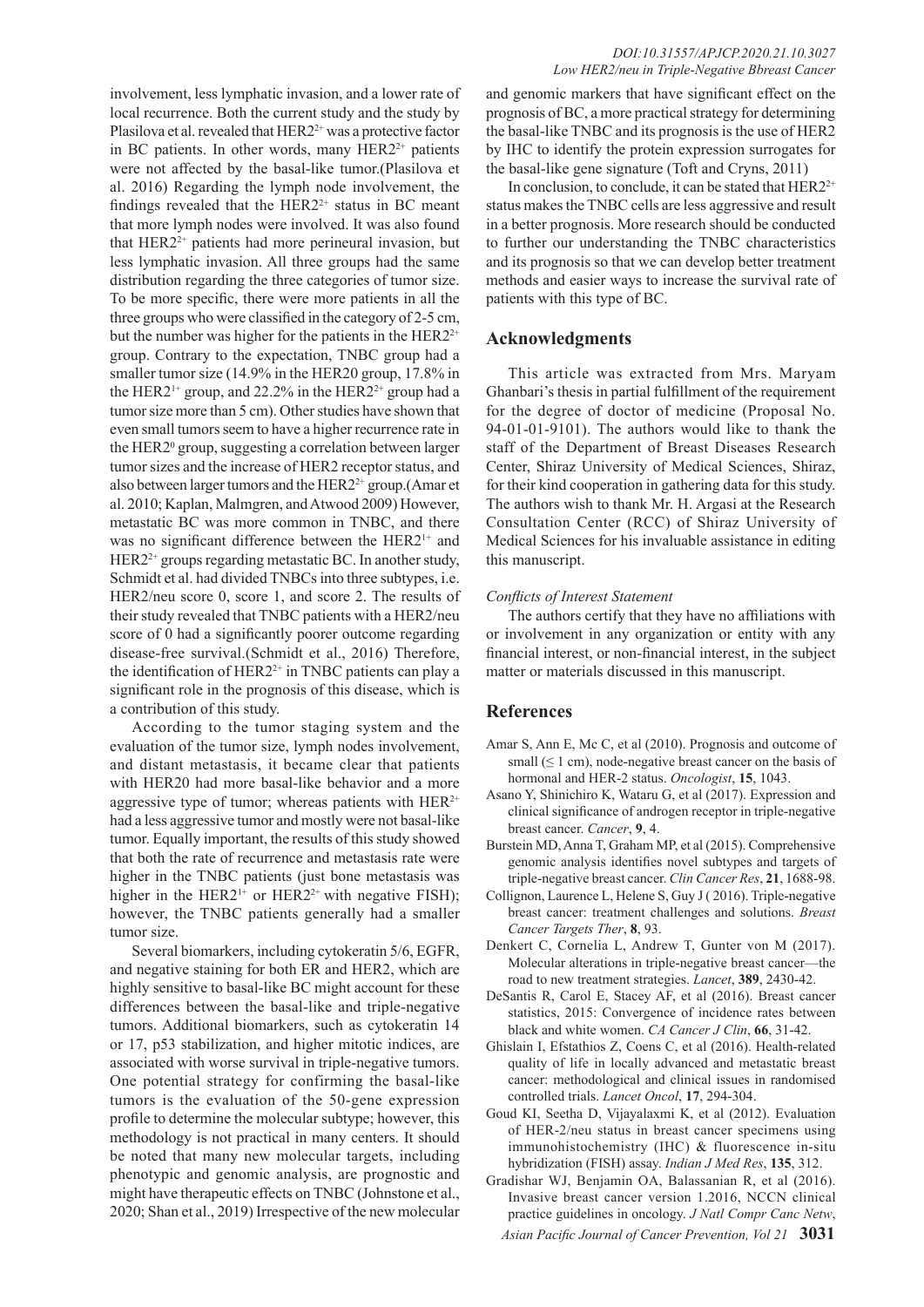involvement, less lymphatic invasion, and a lower rate of local recurrence. Both the current study and the study by Plasilova et al. revealed that $HER2^{2+}$ was a protective factor in BC patients. In other words, many $HER2^{2+}$ patients were not affected by the basal-like tumor.(Plasilova et al. 2016) Regarding the lymph node involvement, the findings revealed that the $HER2^{2+}$ status in BC meant that more lymph nodes were involved. It was also found that $HER2^{2+}$ patients had more perineural invasion, but less lymphatic invasion. All three groups had the same distribution regarding the three categories of tumor size. To be more specific, there were more patients in all the three groups who were classified in the category of 2-5 cm, but the number was higher for the patients in the $HER2^{2+}$ group. Contrary to the expectation, TNBC group had a smaller tumor size (14.9% in the HER20 group, 17.8% in the $HER2^{1+}$ group, and 22.2% in the $HER2^{2+}$ group had a tumor size more than 5 cm). Other studies have shown that even small tumors seem to have a higher recurrence rate in the $HER2^{0}$ group, suggesting a correlation between larger tumor sizes and the increase of HER2 receptor status, and also between larger tumors and the $HER2^{2+}$ group.(Amar et al. 2010; Kaplan, Malmgren, and Atwood 2009) However, metastatic BC was more common in TNBC, and there was no significant difference between the $HER2^{1+}$ and $HER2^{2+}$ groups regarding metastatic BC. In another study, Schmidt et al. had divided TNBCs into three subtypes, i.e. HER2/neu score 0, score 1, and score 2. The results of their study revealed that TNBC patients with a HER2/neu score of 0 had a significantly poorer outcome regarding disease-free survival.(Schmidt et al., 2016) Therefore, the identification of $HER2^{2+}$ in TNBC patients can play a significant role in the prognosis of this disease, which is a contribution of this study.

According to the tumor staging system and the evaluation of the tumor size, lymph nodes involvement, and distant metastasis, it became clear that patients with HER20 had more basal-like behavior and a more aggressive type of tumor; whereas patients with $HER^{2+}$ had a less aggressive tumor and mostly were not basal-like tumor. Equally important, the results of this study showed that both the rate of recurrence and metastasis rate were higher in the TNBC patients (just bone metastasis was higher in the $HER2^{1+}$ or $HER2^{2+}$ with negative FISH); however, the TNBC patients generally had a smaller tumor size.

Several biomarkers, including cytokeratin 5/6, EGFR, and negative staining for both ER and HER2, which are highly sensitive to basal-like BC might account for these differences between the basal-like and triple-negative tumors. Additional biomarkers, such as cytokeratin 14 or 17, p53 stabilization, and higher mitotic indices, are associated with worse survival in triple-negative tumors. One potential strategy for confirming the basal-like tumors is the evaluation of the 50-gene expression profile to determine the molecular subtype; however, this methodology is not practical in many centers. It should be noted that many new molecular targets, including phenotypic and genomic analysis, are prognostic and might have therapeutic effects on TNBC (Johnstone et al., 2020; Shan et al., 2019) Irrespective of the new molecular and genomic markers that have significant effect on the prognosis of BC, a more practical strategy for determining the basal-like TNBC and its prognosis is the use of HER2 by IHC to identify the protein expression surrogates for the basal-like gene signature (Toft and Cryns, 2011)

In conclusion, to conclude, it can be stated that $HER2^{2+}$ status makes the TNBC cells are less aggressive and result in a better prognosis. More research should be conducted to further our understanding the TNBC characteristics and its prognosis so that we can develop better treatment methods and easier ways to increase the survival rate of patients with this type of BC.

## Acknowledgments

This article was extracted from Mrs. Maryam Ghanbari's thesis in partial fulfillment of the requirement for the degree of doctor of medicine (Proposal No. 94-01-01-9101). The authors would like to thank the staff of the Department of Breast Diseases Research Center, Shiraz University of Medical Sciences, Shiraz, for their kind cooperation in gathering data for this study. The authors wish to thank Mr. H. Argasi at the Research Consultation Center (RCC) of Shiraz University of Medical Sciences for his invaluable assistance in editing this manuscript.

*Conflicts of Interest Statement*

The authors certify that they have no affiliations with or involvement in any organization or entity with any financial interest, or non-financial interest, in the subject matter or materials discussed in this manuscript.

## References

Amar S, Ann E, Mc C, et al (2010). Prognosis and outcome of small (≤ 1 cm), node-negative breast cancer on the basis of hormonal and HER-2 status. *Oncologist*, **15**, 1043.

Asano Y, Shinichiro K, Wataru G, et al (2017). Expression and clinical significance of androgen receptor in triple-negative breast cancer. *Cancer*, **9**, 4.

Burstein MD, Anna T, Graham MP, et al (2015). Comprehensive genomic analysis identifies novel subtypes and targets of triple-negative breast cancer. *Clin Cancer Res*, **21**, 1688-98.

Collignon, Laurence L, Helene S, Guy J ( 2016). Triple-negative breast cancer: treatment challenges and solutions. *Breast Cancer Targets Ther*, **8**, 93.

Denkert C, Cornelia L, Andrew T, Gunter von M (2017). Molecular alterations in triple-negative breast cancer—the road to new treatment strategies. *Lancet*, **389**, 2430-42.

DeSantis R, Carol E, Stacey AF, et al (2016). Breast cancer statistics, 2015: Convergence of incidence rates between black and white women. *CA Cancer J Clin*, **66**, 31-42.

Ghislain I, Efstathios Z, Coens C, et al (2016). Health-related quality of life in locally advanced and metastatic breast cancer: methodological and clinical issues in randomised controlled trials. *Lancet Oncol*, **17**, 294-304.

Goud KI, Seetha D, Vijayalaxmi K, et al (2012). Evaluation of HER-2/neu status in breast cancer specimens using immunohistochemistry (IHC) & fluorescence in-situ hybridization (FISH) assay. *Indian J Med Res*, **135**, 312.

Gradishar WJ, Benjamin OA, Balassanian R, et al (2016). Invasive breast cancer version 1.2016, NCCN clinical practice guidelines in oncology. *J Natl Compr Canc Netw*,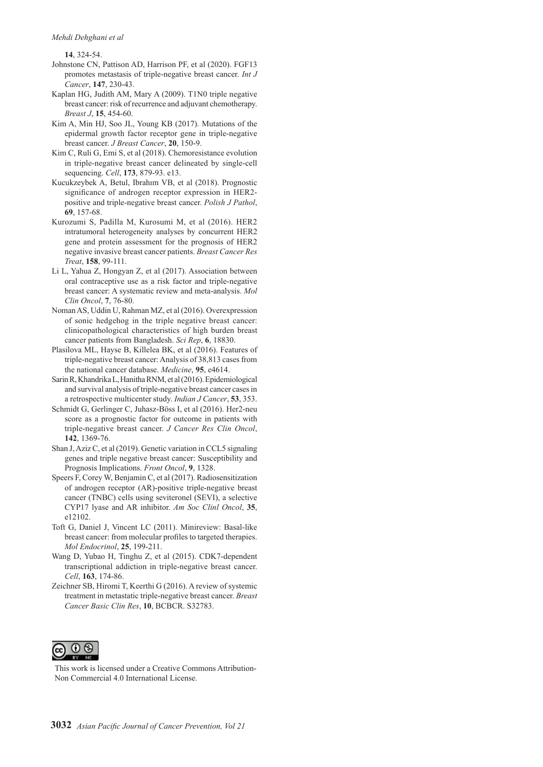**14**, 324-54.

Johnstone CN, Pattison AD, Harrison PF, et al (2020). FGF13 promotes metastasis of triple-negative breast cancer. *Int J Cancer*, **147**, 230-43.

Kaplan HG, Judith AM, Mary A (2009). T1N0 triple negative breast cancer: risk of recurrence and adjuvant chemotherapy. *Breast J*, **15**, 454-60.

Kim A, Min HJ, Soo JL, Young KB (2017). Mutations of the epidermal growth factor receptor gene in triple-negative breast cancer. *J Breast Cancer*, **20**, 150-9.

Kim C, Ruli G, Emi S, et al (2018). Chemoresistance evolution in triple-negative breast cancer delineated by single-cell sequencing. *Cell*, **173**, 879-93. e13.

Kucukzeybek A, Betul, Ibrahım VB, et al (2018). Prognostic significance of androgen receptor expression in HER2-positive and triple-negative breast cancer. *Polish J Pathol*, **69**, 157-68.

Kurozumi S, Padilla M, Kurosumi M, et al (2016). HER2 intratumoral heterogeneity analyses by concurrent HER2 gene and protein assessment for the prognosis of HER2 negative invasive breast cancer patients. *Breast Cancer Res Treat*, **158**, 99-111.

Li L, Yahua Z, Hongyan Z, et al (2017). Association between oral contraceptive use as a risk factor and triple-negative breast cancer: A systematic review and meta-analysis. *Mol Clin Oncol*, **7**, 76-80.

Noman AS, Uddin U, Rahman MZ, et al (2016). Overexpression of sonic hedgehog in the triple negative breast cancer: clinicopathological characteristics of high burden breast cancer patients from Bangladesh. *Sci Rep*, **6**, 18830.

Plasilova ML, Hayse B, Killelea BK, et al (2016). Features of triple-negative breast cancer: Analysis of 38,813 cases from the national cancer database. *Medicine*, **95**, e4614.

Sarin R, Khandrika L, Hanitha RNM, et al (2016). Epidemiological and survival analysis of triple-negative breast cancer cases in a retrospective multicenter study. *Indian J Cancer*, **53**, 353.

Schmidt G, Gerlinger C, Juhasz-Böss I, et al (2016). Her2-neu score as a prognostic factor for outcome in patients with triple-negative breast cancer. *J Cancer Res Clin Oncol*, **142**, 1369-76.

Shan J, Aziz C, et al (2019). Genetic variation in CCL5 signaling genes and triple negative breast cancer: Susceptibility and Prognosis Implications. *Front Oncol*, **9**, 1328.

Speers F, Corey W, Benjamin C, et al (2017). Radiosensitization of androgen receptor (AR)-positive triple-negative breast cancer (TNBC) cells using seviteronel (SEVI), a selective CYP17 lyase and AR inhibitor. *Am Soc Clinl Oncol*, **35**, e12102.

Toft G, Daniel J, Vincent LC (2011). Minireview: Basal-like breast cancer: from molecular profiles to targeted therapies. *Mol Endocrinol*, **25**, 199-211.

Wang D, Yubao H, Tinghu Z, et al (2015). CDK7-dependent transcriptional addiction in triple-negative breast cancer. *Cell*, **163**, 174-86.

Zeichner SB, Hiromi T, Keerthi G (2016). A review of systemic treatment in metastatic triple-negative breast cancer. *Breast Cancer Basic Clin Res*, **10**, BCBCR. S32783.

This work is licensed under a Creative Commons Attribution-Non Commercial 4.0 International License.